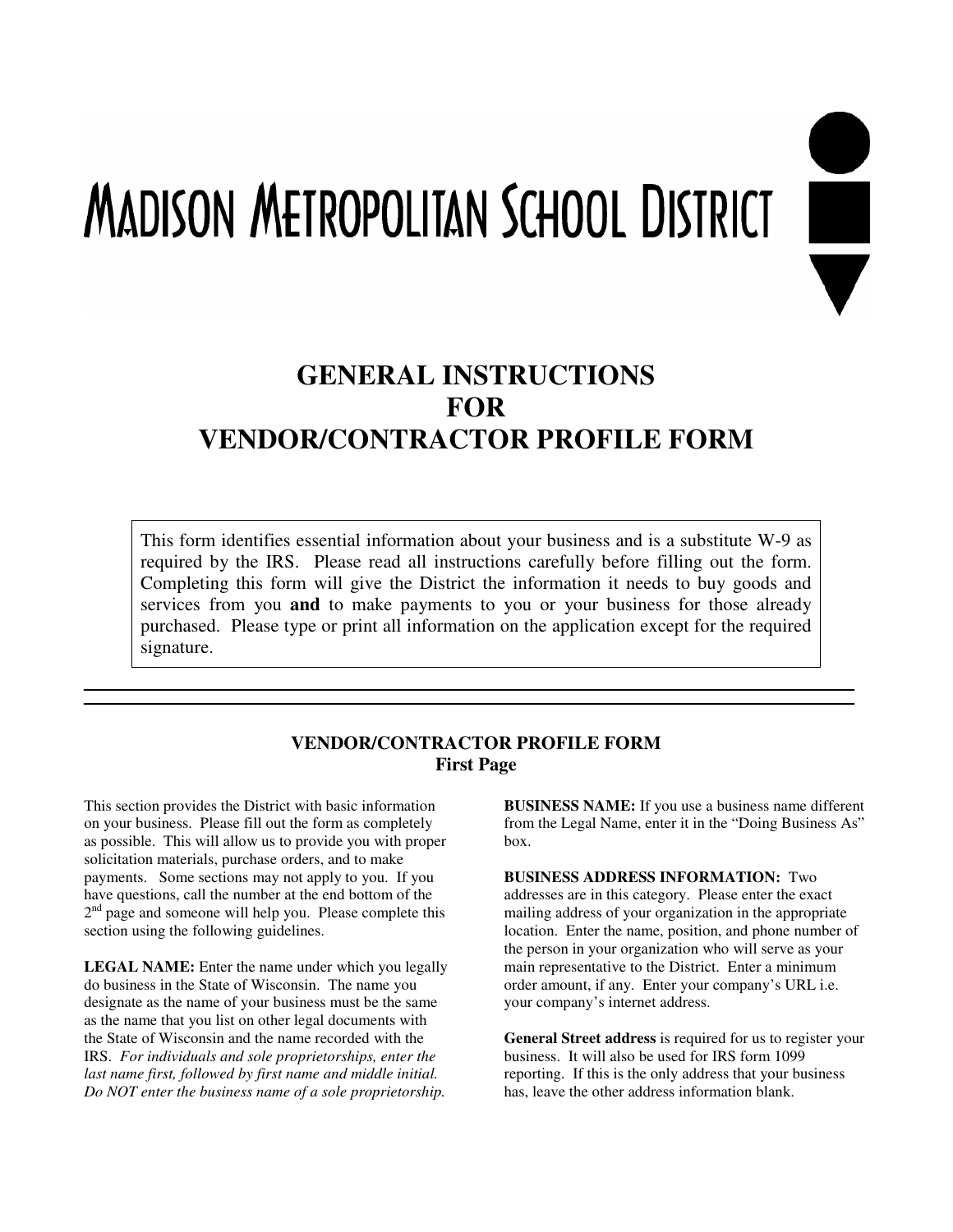# MADISON METROPOLITAN SCHOOL DISTRICT

## GENERAL INSTRUCTIONS FOR VENDOR/CONTRACTOR PROFILE FORM

This form identifies essential information about your business and is a substitute W-9 as required by the IRS. Please read all instructions carefully before filling out the form. Completing this form will give the District the information it needs to buy goods and services from you **and** to make payments to you or your business for those already purchased. Please type or print all information on the application except for the required signature.

---

### VENDOR/CONTRACTOR PROFILE FORM
### First Page

This section provides the District with basic information on your business. Please fill out the form as completely as possible. This will allow us to provide you with proper solicitation materials, purchase orders, and to make payments. Some sections may not apply to you. If you have questions, call the number at the end bottom of the 2nd page and someone will help you. Please complete this section using the following guidelines.

**LEGAL NAME:** Enter the name under which you legally do business in the State of Wisconsin. The name you designate as the name of your business must be the same as the name that you list on other legal documents with the State of Wisconsin and the name recorded with the IRS. *For individuals and sole proprietorships, enter the last name first, followed by first name and middle initial. Do NOT enter the business name of a sole proprietorship.*

**BUSINESS NAME:** If you use a business name different from the Legal Name, enter it in the "Doing Business As" box.

**BUSINESS ADDRESS INFORMATION:** Two addresses are in this category. Please enter the exact mailing address of your organization in the appropriate location. Enter the name, position, and phone number of the person in your organization who will serve as your main representative to the District. Enter a minimum order amount, if any. Enter your company's URL i.e. your company's internet address.

**General Street address** is required for us to register your business. It will also be used for IRS form 1099 reporting. If this is the only address that your business has, leave the other address information blank.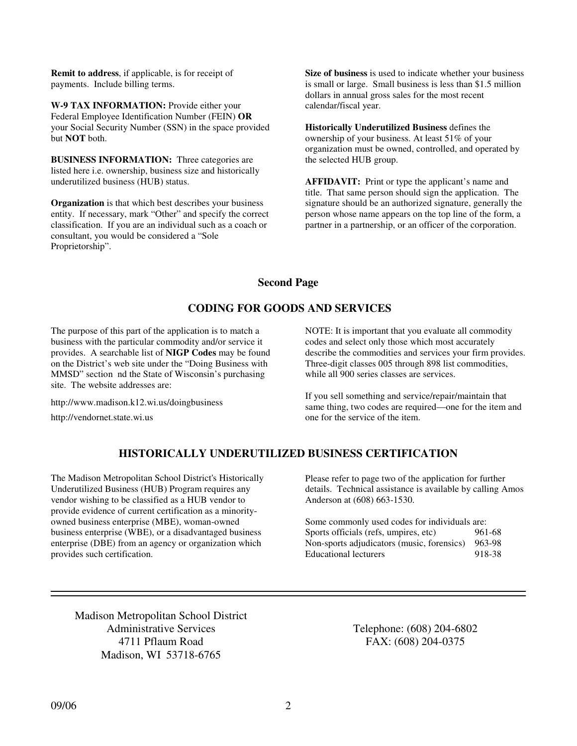**Remit to address**, if applicable, is for receipt of payments. Include billing terms.

**W-9 TAX INFORMATION:** Provide either your Federal Employee Identification Number (FEIN) **OR** your Social Security Number (SSN) in the space provided but **NOT** both.

**BUSINESS INFORMATION:** Three categories are listed here i.e. ownership, business size and historically underutilized business (HUB) status.

**Organization** is that which best describes your business entity. If necessary, mark "Other" and specify the correct classification. If you are an individual such as a coach or consultant, you would be considered a "Sole Proprietorship".

**Size of business** is used to indicate whether your business is small or large. Small business is less than $1.5 million dollars in annual gross sales for the most recent calendar/fiscal year.

**Historically Underutilized Business** defines the ownership of your business. At least 51% of your organization must be owned, controlled, and operated by the selected HUB group.

**AFFIDAVIT:** Print or type the applicant's name and title. That same person should sign the application. The signature should be an authorized signature, generally the person whose name appears on the top line of the form, a partner in a partnership, or an officer of the corporation.

## Second Page

## CODING FOR GOODS AND SERVICES

The purpose of this part of the application is to match a business with the particular commodity and/or service it provides. A searchable list of **NIGP Codes** may be found on the District's web site under the "Doing Business with MMSD" section nd the State of Wisconsin's purchasing site. The website addresses are:

http://www.madison.k12.wi.us/doingbusiness

http://vendornet.state.wi.us

NOTE: It is important that you evaluate all commodity codes and select only those which most accurately describe the commodities and services your firm provides. Three-digit classes 005 through 898 list commodities, while all 900 series classes are services.

If you sell something and service/repair/maintain that same thing, two codes are required—one for the item and one for the service of the item.

## HISTORICALLY UNDERUTILIZED BUSINESS CERTIFICATION

The Madison Metropolitan School District's Historically Underutilized Business (HUB) Program requires any vendor wishing to be classified as a HUB vendor to provide evidence of current certification as a minority-owned business enterprise (MBE), woman-owned business enterprise (WBE), or a disadvantaged business enterprise (DBE) from an agency or organization which provides such certification.

Please refer to page two of the application for further details. Technical assistance is available by calling Amos Anderson at (608) 663-1530.

Some commonly used codes for individuals are:

| | |
|---|---|
| Sports officials (refs, umpires, etc) | 961-68 |
| Non-sports adjudicators (music, forensics) | 963-98 |
| Educational lecturers | 918-38 |

---

Madison Metropolitan School District
Administrative Services
4711 Pflaum Road
Madison, WI 53718-6765

Telephone: (608) 204-6802
FAX: (608) 204-0375

09/06